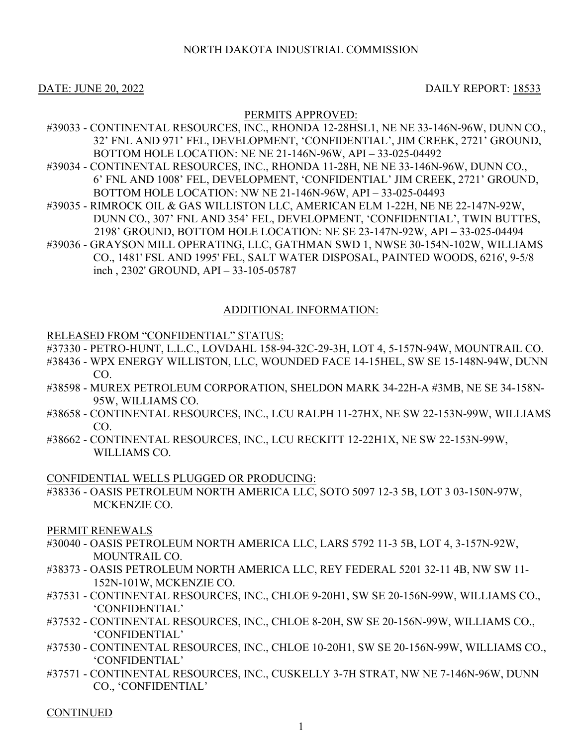# NORTH DAKOTA INDUSTRIAL COMMISSION

DATE: JUNE 20, 2022 DAILY REPORT: 18533

## PERMITS APPROVED:

#39033 - CONTINENTAL RESOURCES, INC., RHONDA 12-28HSL1, NE NE 33-146N-96W, DUNN CO., 32' FNL AND 971' FEL, DEVELOPMENT, 'CONFIDENTIAL', JIM CREEK, 2721' GROUND, BOTTOM HOLE LOCATION: NE NE 21-146N-96W, API – 33-025-04492

#39034 - CONTINENTAL RESOURCES, INC., RHONDA 11-28H, NE NE 33-146N-96W, DUNN CO., 6' FNL AND 1008' FEL, DEVELOPMENT, 'CONFIDENTIAL' JIM CREEK, 2721' GROUND, BOTTOM HOLE LOCATION: NW NE 21-146N-96W, API – 33-025-04493

#39035 - RIMROCK OIL & GAS WILLISTON LLC, AMERICAN ELM 1-22H, NE NE 22-147N-92W, DUNN CO., 307' FNL AND 354' FEL, DEVELOPMENT, 'CONFIDENTIAL', TWIN BUTTES, 2198' GROUND, BOTTOM HOLE LOCATION: NE SE 23-147N-92W, API – 33-025-04494

#39036 - GRAYSON MILL OPERATING, LLC, GATHMAN SWD 1, NWSE 30-154N-102W, WILLIAMS CO., 1481' FSL AND 1995' FEL, SALT WATER DISPOSAL, PAINTED WOODS, 6216', 9-5/8 inch , 2302' GROUND, API – 33-105-05787

## ADDITIONAL INFORMATION:

### RELEASED FROM "CONFIDENTIAL" STATUS:

#37330 - PETRO-HUNT, L.L.C., LOVDAHL 158-94-32C-29-3H, LOT 4, 5-157N-94W, MOUNTRAIL CO.

#38436 - WPX ENERGY WILLISTON, LLC, WOUNDED FACE 14-15HEL, SW SE 15-148N-94W, DUNN CO.

#38598 - MUREX PETROLEUM CORPORATION, SHELDON MARK 34-22H-A #3MB, NE SE 34-158N-95W, WILLIAMS CO.

#38658 - CONTINENTAL RESOURCES, INC., LCU RALPH 11-27HX, NE SW 22-153N-99W, WILLIAMS CO.

#38662 - CONTINENTAL RESOURCES, INC., LCU RECKITT 12-22H1X, NE SW 22-153N-99W, WILLIAMS CO.

### CONFIDENTIAL WELLS PLUGGED OR PRODUCING:

#38336 - OASIS PETROLEUM NORTH AMERICA LLC, SOTO 5097 12-3 5B, LOT 3 03-150N-97W, MCKENZIE CO.

### PERMIT RENEWALS

#30040 - OASIS PETROLEUM NORTH AMERICA LLC, LARS 5792 11-3 5B, LOT 4, 3-157N-92W, MOUNTRAIL CO.

#38373 - OASIS PETROLEUM NORTH AMERICA LLC, REY FEDERAL 5201 32-11 4B, NW SW 11-152N-101W, MCKENZIE CO.

#37531 - CONTINENTAL RESOURCES, INC., CHLOE 9-20H1, SW SE 20-156N-99W, WILLIAMS CO., 'CONFIDENTIAL'

#37532 - CONTINENTAL RESOURCES, INC., CHLOE 8-20H, SW SE 20-156N-99W, WILLIAMS CO., 'CONFIDENTIAL'

#37530 - CONTINENTAL RESOURCES, INC., CHLOE 10-20H1, SW SE 20-156N-99W, WILLIAMS CO., 'CONFIDENTIAL'

#37571 - CONTINENTAL RESOURCES, INC., CUSKELLY 3-7H STRAT, NW NE 7-146N-96W, DUNN CO., 'CONFIDENTIAL'

CONTINUED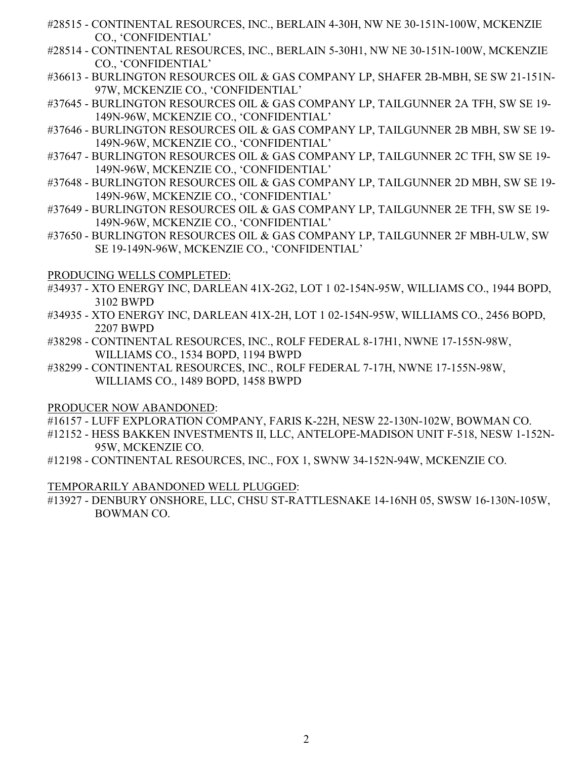#28515 - CONTINENTAL RESOURCES, INC., BERLAIN 4-30H, NW NE 30-151N-100W, MCKENZIE CO., 'CONFIDENTIAL'

#28514 - CONTINENTAL RESOURCES, INC., BERLAIN 5-30H1, NW NE 30-151N-100W, MCKENZIE CO., 'CONFIDENTIAL'

#36613 - BURLINGTON RESOURCES OIL & GAS COMPANY LP, SHAFER 2B-MBH, SE SW 21-151N-97W, MCKENZIE CO., 'CONFIDENTIAL'

#37645 - BURLINGTON RESOURCES OIL & GAS COMPANY LP, TAILGUNNER 2A TFH, SW SE 19-149N-96W, MCKENZIE CO., 'CONFIDENTIAL'

#37646 - BURLINGTON RESOURCES OIL & GAS COMPANY LP, TAILGUNNER 2B MBH, SW SE 19-149N-96W, MCKENZIE CO., 'CONFIDENTIAL'

#37647 - BURLINGTON RESOURCES OIL & GAS COMPANY LP, TAILGUNNER 2C TFH, SW SE 19-149N-96W, MCKENZIE CO., 'CONFIDENTIAL'

#37648 - BURLINGTON RESOURCES OIL & GAS COMPANY LP, TAILGUNNER 2D MBH, SW SE 19-149N-96W, MCKENZIE CO., 'CONFIDENTIAL'

#37649 - BURLINGTON RESOURCES OIL & GAS COMPANY LP, TAILGUNNER 2E TFH, SW SE 19-149N-96W, MCKENZIE CO., 'CONFIDENTIAL'

#37650 - BURLINGTON RESOURCES OIL & GAS COMPANY LP, TAILGUNNER 2F MBH-ULW, SW SE 19-149N-96W, MCKENZIE CO., 'CONFIDENTIAL'

PRODUCING WELLS COMPLETED:

#34937 - XTO ENERGY INC, DARLEAN 41X-2G2, LOT 1 02-154N-95W, WILLIAMS CO., 1944 BOPD, 3102 BWPD

#34935 - XTO ENERGY INC, DARLEAN 41X-2H, LOT 1 02-154N-95W, WILLIAMS CO., 2456 BOPD, 2207 BWPD

#38298 - CONTINENTAL RESOURCES, INC., ROLF FEDERAL 8-17H1, NWNE 17-155N-98W, WILLIAMS CO., 1534 BOPD, 1194 BWPD

#38299 - CONTINENTAL RESOURCES, INC., ROLF FEDERAL 7-17H, NWNE 17-155N-98W, WILLIAMS CO., 1489 BOPD, 1458 BWPD

PRODUCER NOW ABANDONED:

#16157 - LUFF EXPLORATION COMPANY, FARIS K-22H, NESW 22-130N-102W, BOWMAN CO.

#12152 - HESS BAKKEN INVESTMENTS II, LLC, ANTELOPE-MADISON UNIT F-518, NESW 1-152N-95W, MCKENZIE CO.

#12198 - CONTINENTAL RESOURCES, INC., FOX 1, SWNW 34-152N-94W, MCKENZIE CO.

TEMPORARILY ABANDONED WELL PLUGGED:

#13927 - DENBURY ONSHORE, LLC, CHSU ST-RATTLESNAKE 14-16NH 05, SWSW 16-130N-105W, BOWMAN CO.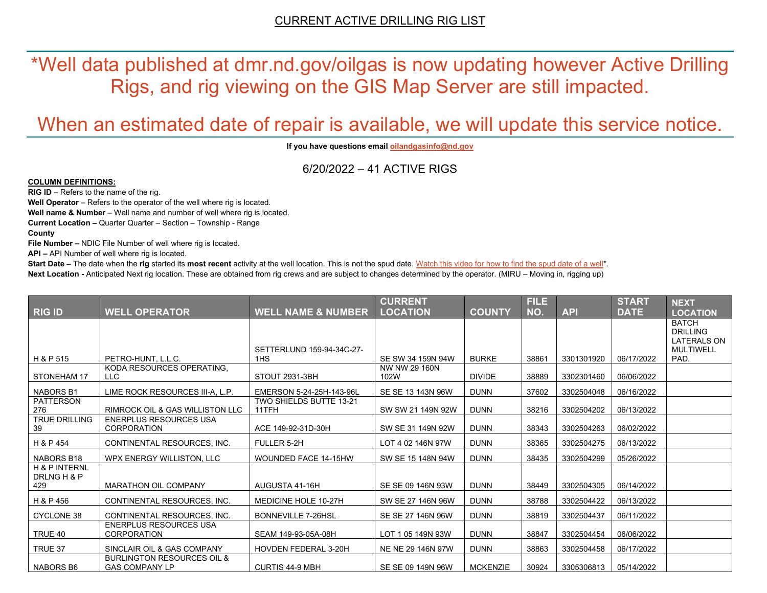# CURRENT ACTIVE DRILLING RIG LIST

## *Well data published at dmr.nd.gov/oilgas is now updating however Active Drilling Rigs, and rig viewing on the GIS Map Server are still impacted.

## When an estimated date of repair is available, we will update this service notice.

**If you have questions email oilandgasinfo@nd.gov**

6/20/2022 – 41 ACTIVE RIGS

**COLUMN DEFINITIONS:**

**RIG ID** – Refers to the name of the rig.
**Well Operator** – Refers to the operator of the well where rig is located.
**Well name & Number** – Well name and number of well where rig is located.
**Current Location –** Quarter Quarter – Section – Township - Range
**County**
**File Number –** NDIC File Number of well where rig is located.
**API –** API Number of well where rig is located.
**Start Date –** The date when the **rig** started its **most recent** activity at the well location. This is not the spud date. Watch this video for how to find the spud date of a well*.
**Next Location -** Anticipated Next rig location. These are obtained from rig crews and are subject to changes determined by the operator. (MIRU – Moving in, rigging up)

| RIG ID | WELL OPERATOR | WELL NAME & NUMBER | CURRENT LOCATION | COUNTY | FILE NO. | API | START DATE | NEXT LOCATION |
|---|---|---|---|---|---|---|---|---|
| H & P 515 | PETRO-HUNT, L.L.C. | SETTERLUND 159-94-34C-27-1HS | SE SW 34 159N 94W | BURKE | 38861 | 3301301920 | 06/17/2022 | BATCH DRILLING LATERALS ON MULTIWELL PAD. |
| STONEHAM 17 | KODA RESOURCES OPERATING, LLC | STOUT 2931-3BH | NW NW 29 160N 102W | DIVIDE | 38889 | 3302301460 | 06/06/2022 | |
| NABORS B1 | LIME ROCK RESOURCES III-A, L.P. | EMERSON 5-24-25H-143-96L | SE SE 13 143N 96W | DUNN | 37602 | 3302504048 | 06/16/2022 | |
| PATTERSON 276 | RIMROCK OIL & GAS WILLISTON LLC | TWO SHIELDS BUTTE 13-21 11TFH | SW SW 21 149N 92W | DUNN | 38216 | 3302504202 | 06/13/2022 | |
| TRUE DRILLING 39 | ENERPLUS RESOURCES USA CORPORATION | ACE 149-92-31D-30H | SW SE 31 149N 92W | DUNN | 38343 | 3302504263 | 06/02/2022 | |
| H & P 454 | CONTINENTAL RESOURCES, INC. | FULLER 5-2H | LOT 4 02 146N 97W | DUNN | 38365 | 3302504275 | 06/13/2022 | |
| NABORS B18 | WPX ENERGY WILLISTON, LLC | WOUNDED FACE 14-15HW | SW SE 15 148N 94W | DUNN | 38435 | 3302504299 | 05/26/2022 | |
| H & P INTERNL DRLNG H & P 429 | MARATHON OIL COMPANY | AUGUSTA 41-16H | SE SE 09 146N 93W | DUNN | 38449 | 3302504305 | 06/14/2022 | |
| H & P 456 | CONTINENTAL RESOURCES, INC. | MEDICINE HOLE 10-27H | SW SE 27 146N 96W | DUNN | 38788 | 3302504422 | 06/13/2022 | |
| CYCLONE 38 | CONTINENTAL RESOURCES, INC. | BONNEVILLE 7-26HSL | SE SE 27 146N 96W | DUNN | 38819 | 3302504437 | 06/11/2022 | |
| TRUE 40 | ENERPLUS RESOURCES USA CORPORATION | SEAM 149-93-05A-08H | LOT 1 05 149N 93W | DUNN | 38847 | 3302504454 | 06/06/2022 | |
| TRUE 37 | SINCLAIR OIL & GAS COMPANY | HOVDEN FEDERAL 3-20H | NE NE 29 146N 97W | DUNN | 38863 | 3302504458 | 06/17/2022 | |
| NABORS B6 | BURLINGTON RESOURCES OIL & GAS COMPANY LP | CURTIS 44-9 MBH | SE SE 09 149N 96W | MCKENZIE | 30924 | 3305306813 | 05/14/2022 | |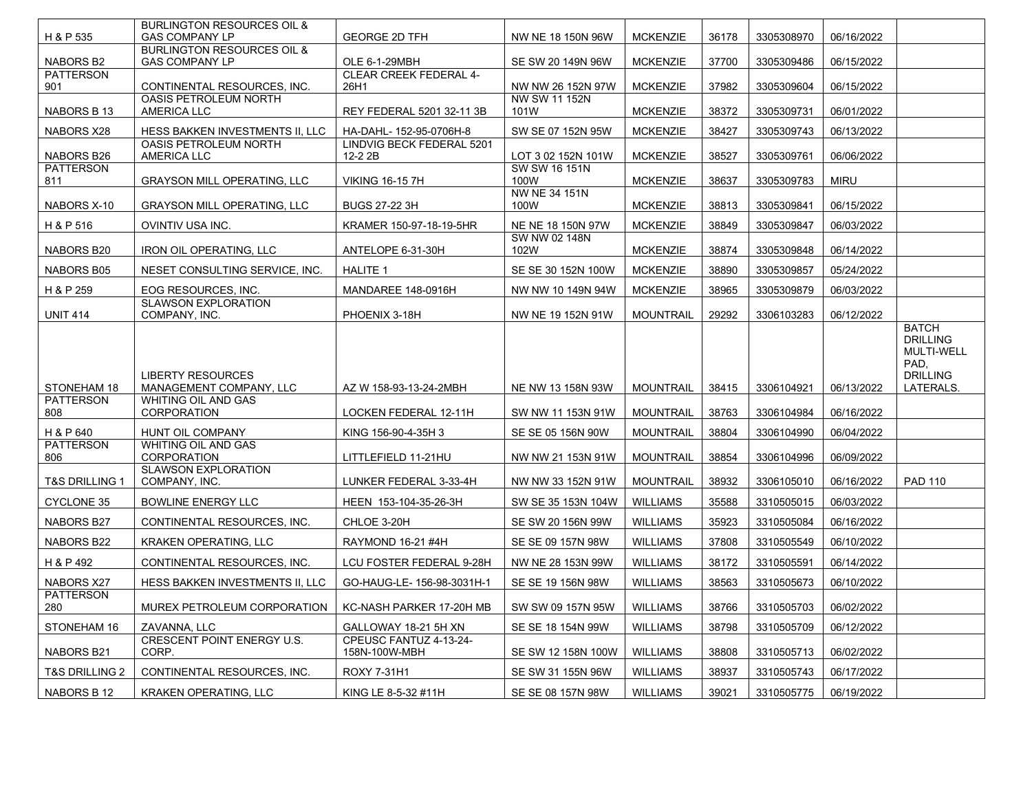| | | | | | | | | |
|---|---|---|---|---|---|---|---|---|
| H & P 535 | BURLINGTON RESOURCES OIL & GAS COMPANY LP | GEORGE 2D TFH | NW NE 18 150N 96W | MCKENZIE | 36178 | 3305308970 | 06/16/2022 | |
| NABORS B2 | BURLINGTON RESOURCES OIL & GAS COMPANY LP | OLE 6-1-29MBH | SE SW 20 149N 96W | MCKENZIE | 37700 | 3305309486 | 06/15/2022 | |
| PATTERSON 901 | CONTINENTAL RESOURCES, INC. | CLEAR CREEK FEDERAL 4-26H1 | NW NW 26 152N 97W | MCKENZIE | 37982 | 3305309604 | 06/15/2022 | |
| NABORS B 13 | OASIS PETROLEUM NORTH AMERICA LLC | REY FEDERAL 5201 32-11 3B | NW SW 11 152N 101W | MCKENZIE | 38372 | 3305309731 | 06/01/2022 | |
| NABORS X28 | HESS BAKKEN INVESTMENTS II, LLC | HA-DAHL- 152-95-0706H-8 | SW SE 07 152N 95W | MCKENZIE | 38427 | 3305309743 | 06/13/2022 | |
| NABORS B26 | OASIS PETROLEUM NORTH AMERICA LLC | LINDVIG BECK FEDERAL 5201 12-2 2B | LOT 3 02 152N 101W | MCKENZIE | 38527 | 3305309761 | 06/06/2022 | |
| PATTERSON 811 | GRAYSON MILL OPERATING, LLC | VIKING 16-15 7H | SW SW 16 151N 100W | MCKENZIE | 38637 | 3305309783 | MIRU | |
| NABORS X-10 | GRAYSON MILL OPERATING, LLC | BUGS 27-22 3H | NW NE 34 151N 100W | MCKENZIE | 38813 | 3305309841 | 06/15/2022 | |
| H & P 516 | OVINTIV USA INC. | KRAMER 150-97-18-19-5HR | NE NE 18 150N 97W | MCKENZIE | 38849 | 3305309847 | 06/03/2022 | |
| NABORS B20 | IRON OIL OPERATING, LLC | ANTELOPE 6-31-30H | SW NW 02 148N 102W | MCKENZIE | 38874 | 3305309848 | 06/14/2022 | |
| NABORS B05 | NESET CONSULTING SERVICE, INC. | HALITE 1 | SE SE 30 152N 100W | MCKENZIE | 38890 | 3305309857 | 05/24/2022 | |
| H & P 259 | EOG RESOURCES, INC. | MANDAREE 148-0916H | NW NW 10 149N 94W | MCKENZIE | 38965 | 3305309879 | 06/03/2022 | |
| UNIT 414 | SLAWSON EXPLORATION COMPANY, INC. | PHOENIX 3-18H | NW NE 19 152N 91W | MOUNTRAIL | 29292 | 3306103283 | 06/12/2022 | |
| STONEHAM 18 | LIBERTY RESOURCES MANAGEMENT COMPANY, LLC | AZ W 158-93-13-24-2MBH | NE NW 13 158N 93W | MOUNTRAIL | 38415 | 3306104921 | 06/13/2022 | BATCH DRILLING MULTI-WELL PAD, DRILLING LATERALS. |
| PATTERSON 808 | WHITING OIL AND GAS CORPORATION | LOCKEN FEDERAL 12-11H | SW NW 11 153N 91W | MOUNTRAIL | 38763 | 3306104984 | 06/16/2022 | |
| H & P 640 | HUNT OIL COMPANY | KING 156-90-4-35H 3 | SE SE 05 156N 90W | MOUNTRAIL | 38804 | 3306104990 | 06/04/2022 | |
| PATTERSON 806 | WHITING OIL AND GAS CORPORATION | LITTLEFIELD 11-21HU | NW NW 21 153N 91W | MOUNTRAIL | 38854 | 3306104996 | 06/09/2022 | |
| T&S DRILLING 1 | SLAWSON EXPLORATION COMPANY, INC. | LUNKER FEDERAL 3-33-4H | NW NW 33 152N 91W | MOUNTRAIL | 38932 | 3306105010 | 06/16/2022 | PAD 110 |
| CYCLONE 35 | BOWLINE ENERGY LLC | HEEN 153-104-35-26-3H | SW SE 35 153N 104W | WILLIAMS | 35588 | 3310505015 | 06/03/2022 | |
| NABORS B27 | CONTINENTAL RESOURCES, INC. | CHLOE 3-20H | SE SW 20 156N 99W | WILLIAMS | 35923 | 3310505084 | 06/16/2022 | |
| NABORS B22 | KRAKEN OPERATING, LLC | RAYMOND 16-21 #4H | SE SE 09 157N 98W | WILLIAMS | 37808 | 3310505549 | 06/10/2022 | |
| H & P 492 | CONTINENTAL RESOURCES, INC. | LCU FOSTER FEDERAL 9-28H | NW NE 28 153N 99W | WILLIAMS | 38172 | 3310505591 | 06/14/2022 | |
| NABORS X27 | HESS BAKKEN INVESTMENTS II, LLC | GO-HAUG-LE- 156-98-3031H-1 | SE SE 19 156N 98W | WILLIAMS | 38563 | 3310505673 | 06/10/2022 | |
| PATTERSON 280 | MUREX PETROLEUM CORPORATION | KC-NASH PARKER 17-20H MB | SW SW 09 157N 95W | WILLIAMS | 38766 | 3310505703 | 06/02/2022 | |
| STONEHAM 16 | ZAVANNA, LLC | GALLOWAY 18-21 5H XN | SE SE 18 154N 99W | WILLIAMS | 38798 | 3310505709 | 06/12/2022 | |
| NABORS B21 | CRESCENT POINT ENERGY U.S. CORP. | CPEUSC FANTUZ 4-13-24-158N-100W-MBH | SE SW 12 158N 100W | WILLIAMS | 38808 | 3310505713 | 06/02/2022 | |
| T&S DRILLING 2 | CONTINENTAL RESOURCES, INC. | ROXY 7-31H1 | SE SW 31 155N 96W | WILLIAMS | 38937 | 3310505743 | 06/17/2022 | |
| NABORS B 12 | KRAKEN OPERATING, LLC | KING LE 8-5-32 #11H | SE SE 08 157N 98W | WILLIAMS | 39021 | 3310505775 | 06/19/2022 | |